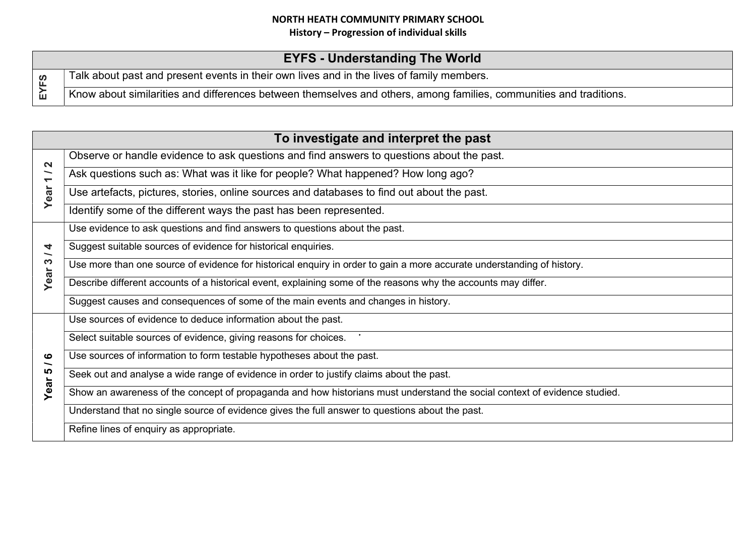# NORTH HEATH COMMUNITY PRIMARY SCHOOL

## History – Progression of individual skills

| EYFS - Understanding The World | |
|---|---|
| EYFS | Talk about past and present events in their own lives and in the lives of family members. |
| | Know about similarities and differences between themselves and others, among families, communities and traditions. |

| To investigate and interpret the past | |
|---|---|
| Year 1 / 2 | Observe or handle evidence to ask questions and find answers to questions about the past. |
| | Ask questions such as: What was it like for people? What happened? How long ago? |
| | Use artefacts, pictures, stories, online sources and databases to find out about the past. |
| | Identify some of the different ways the past has been represented. |
| Year 3 / 4 | Use evidence to ask questions and find answers to questions about the past. |
| | Suggest suitable sources of evidence for historical enquiries. |
| | Use more than one source of evidence for historical enquiry in order to gain a more accurate understanding of history. |
| | Describe different accounts of a historical event, explaining some of the reasons why the accounts may differ. |
| | Suggest causes and consequences of some of the main events and changes in history. |
| Year 5 / 6 | Use sources of evidence to deduce information about the past. |
| | Select suitable sources of evidence, giving reasons for choices. |
| | Use sources of information to form testable hypotheses about the past. |
| | Seek out and analyse a wide range of evidence in order to justify claims about the past. |
| | Show an awareness of the concept of propaganda and how historians must understand the social context of evidence studied. |
| | Understand that no single source of evidence gives the full answer to questions about the past. |
| | Refine lines of enquiry as appropriate. |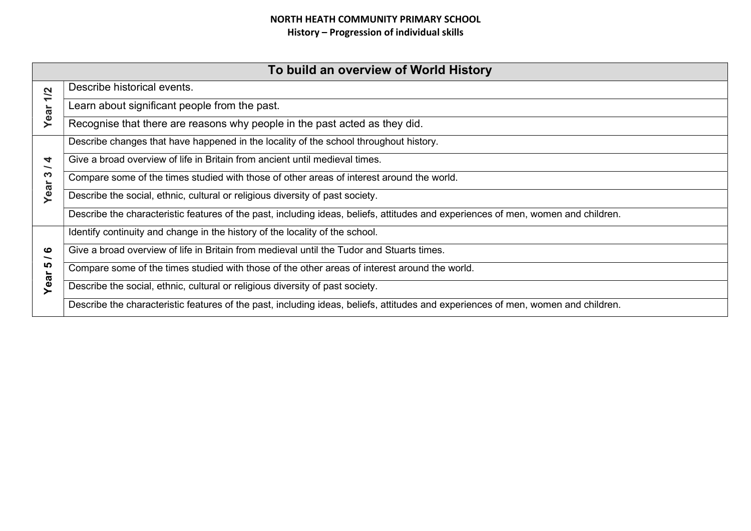**NORTH HEATH COMMUNITY PRIMARY SCHOOL**
**History – Progression of individual skills**

| To build an overview of World History | |
|---|---|
| **Year 1/2** | Describe historical events. |
| | Learn about significant people from the past. |
| | Recognise that there are reasons why people in the past acted as they did. |
| **Year 3 / 4** | Describe changes that have happened in the locality of the school throughout history. |
| | Give a broad overview of life in Britain from ancient until medieval times. |
| | Compare some of the times studied with those of other areas of interest around the world. |
| | Describe the social, ethnic, cultural or religious diversity of past society. |
| | Describe the characteristic features of the past, including ideas, beliefs, attitudes and experiences of men, women and children. |
| **Year 5 / 6** | Identify continuity and change in the history of the locality of the school. |
| | Give a broad overview of life in Britain from medieval until the Tudor and Stuarts times. |
| | Compare some of the times studied with those of the other areas of interest around the world. |
| | Describe the social, ethnic, cultural or religious diversity of past society. |
| | Describe the characteristic features of the past, including ideas, beliefs, attitudes and experiences of men, women and children. |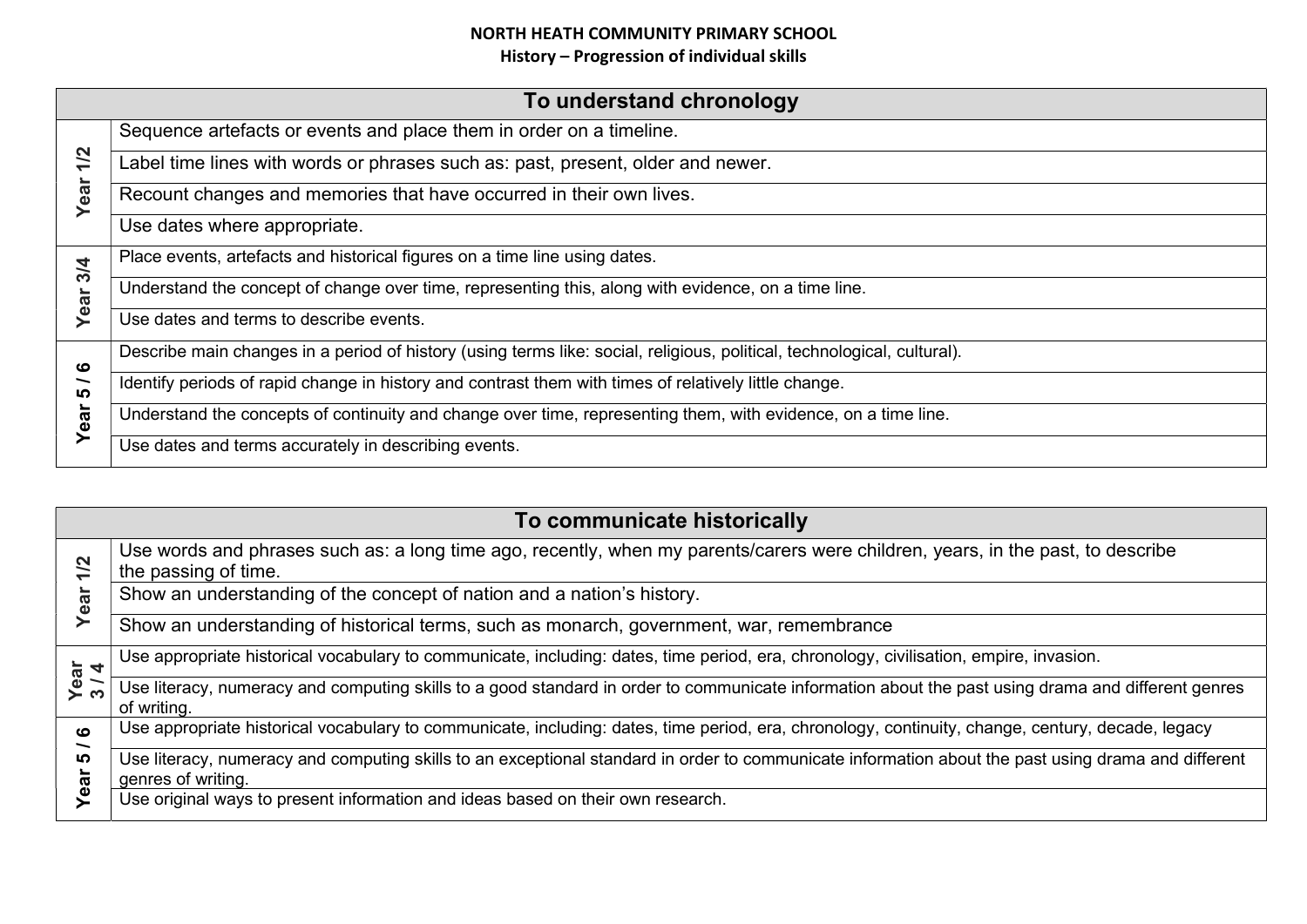**NORTH HEATH COMMUNITY PRIMARY SCHOOL**
**History – Progression of individual skills**

| To understand chronology | |
|---|---|
| Year 1/2 | Sequence artefacts or events and place them in order on a timeline. |
| | Label time lines with words or phrases such as: past, present, older and newer. |
| | Recount changes and memories that have occurred in their own lives. |
| | Use dates where appropriate. |
| Year 3/4 | Place events, artefacts and historical figures on a time line using dates. |
| | Understand the concept of change over time, representing this, along with evidence, on a time line. |
| | Use dates and terms to describe events. |
| Year 5 / 6 | Describe main changes in a period of history (using terms like: social, religious, political, technological, cultural). |
| | Identify periods of rapid change in history and contrast them with times of relatively little change. |
| | Understand the concepts of continuity and change over time, representing them, with evidence, on a time line. |
| | Use dates and terms accurately in describing events. |

| To communicate historically | |
|---|---|
| Year 1/2 | Use words and phrases such as: a long time ago, recently, when my parents/carers were children, years, in the past, to describe the passing of time. |
| | Show an understanding of the concept of nation and a nation's history. |
| | Show an understanding of historical terms, such as monarch, government, war, remembrance |
| Year 3 / 4 | Use appropriate historical vocabulary to communicate, including: dates, time period, era, chronology, civilisation, empire, invasion. |
| | Use literacy, numeracy and computing skills to a good standard in order to communicate information about the past using drama and different genres of writing. |
| Year 5 / 6 | Use appropriate historical vocabulary to communicate, including: dates, time period, era, chronology, continuity, change, century, decade, legacy |
| | Use literacy, numeracy and computing skills to an exceptional standard in order to communicate information about the past using drama and different genres of writing. |
| | Use original ways to present information and ideas based on their own research. |